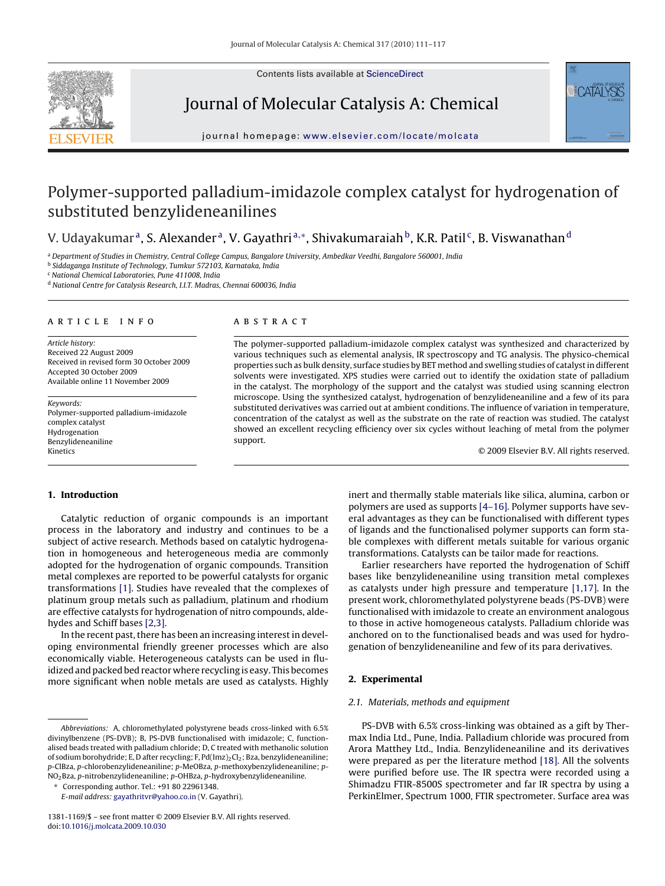# Polymer-supported palladium-imidazole complex catalyst for hydrogenation of substituted benzylideneanilines

V. Udayakumar[a], S. Alexander[a], V. Gayathri[a,*], Shivakumaraiah[b], K.R. Patil[c], B. Viswanathan[d]

[a] Department of Studies in Chemistry, Central College Campus, Bangalore University, Ambedkar Veedhi, Bangalore 560001, India
[b] Siddaganga Institute of Technology, Tumkur 572103, Karnataka, India
[c] National Chemical Laboratories, Pune 411008, India
[d] National Centre for Catalysis Research, I.I.T. Madras, Chennai 600036, India

**ARTICLE INFO**

*Article history:*
Received 22 August 2009
Received in revised form 30 October 2009
Accepted 30 October 2009
Available online 11 November 2009

*Keywords:*
Polymer-supported palladium-imidazole complex catalyst
Hydrogenation
Benzylideneaniline
Kinetics

**ABSTRACT**

The polymer-supported palladium-imidazole complex catalyst was synthesized and characterized by various techniques such as elemental analysis, IR spectroscopy and TG analysis. The physico-chemical properties such as bulk density, surface studies by BET method and swelling studies of catalyst in different solvents were investigated. XPS studies were carried out to identify the oxidation state of palladium in the catalyst. The morphology of the support and the catalyst was studied using scanning electron microscope. Using the synthesized catalyst, hydrogenation of benzylideneaniline and a few of its para substituted derivatives was carried out at ambient conditions. The influence of variation in temperature, concentration of the catalyst as well as the substrate on the rate of reaction was studied. The catalyst showed an excellent recycling efficiency over six cycles without leaching of metal from the polymer support.

© 2009 Elsevier B.V. All rights reserved.

## 1. Introduction

Catalytic reduction of organic compounds is an important process in the laboratory and industry and continues to be a subject of active research. Methods based on catalytic hydrogenation in homogeneous and heterogeneous media are commonly adopted for the hydrogenation of organic compounds. Transition metal complexes are reported to be powerful catalysts for organic transformations [1]. Studies have revealed that the complexes of platinum group metals such as palladium, platinum and rhodium are effective catalysts for hydrogenation of nitro compounds, aldehydes and Schiff bases [2,3].

In the recent past, there has been an increasing interest in developing environmental friendly greener processes which are also economically viable. Heterogeneous catalysts can be used in fluidized and packed bed reactor where recycling is easy. This becomes more significant when noble metals are used as catalysts. Highly inert and thermally stable materials like silica, alumina, carbon or polymers are used as supports [4–16]. Polymer supports have several advantages as they can be functionalised with different types of ligands and the functionalised polymer supports can form stable complexes with different metals suitable for various organic transformations. Catalysts can be tailor made for reactions.

Earlier researchers have reported the hydrogenation of Schiff bases like benzylideneaniline using transition metal complexes as catalysts under high pressure and temperature [1,17]. In the present work, chloromethylated polystyrene beads (PS-DVB) were functionalised with imidazole to create an environment analogous to those in active homogeneous catalysts. Palladium chloride was anchored on to the functionalised beads and was used for hydrogenation of benzylideneaniline and few of its para derivatives.

## 2. Experimental

### 2.1. Materials, methods and equipment

PS-DVB with 6.5% cross-linking was obtained as a gift by Thermax India Ltd., Pune, India. Palladium chloride was procured from Arora Matthey Ltd., India. Benzylideneaniline and its derivatives were prepared as per the literature method [18]. All the solvents were purified before use. The IR spectra were recorded using a Shimadzu FTIR-8500S spectrometer and far IR spectra by using a PerkinElmer, Spectrum 1000, FTIR spectrometer. Surface area was

---

*Abbreviations:* A, chloromethylated polystyrene beads cross-linked with 6.5% divinylbenzene (PS-DVB); B, PS-DVB functionalised with imidazole; C, functionalised beads treated with palladium chloride; D, C treated with methanolic solution of sodium borohydride; E, D after recycling; F, $Pd(Imz)_2Cl_2$; Bza, benzylideneaniline; *p*-ClBza, *p*-chlorobenzylideneaniline; *p*-MeOBza, *p*-methoxybenzylideneaniline; *p*-$NO_2$Bza, *p*-nitrobenzylideneaniline; *p*-OHBza, *p*-hydroxybenzylideneaniline.

\* Corresponding author. Tel.: +91 80 22961348.
*E-mail address:* gayathritvr@yahoo.co.in (V. Gayathri).

1381-1169/$ – see front matter © 2009 Elsevier B.V. All rights reserved.
doi:10.1016/j.molcata.2009.10.030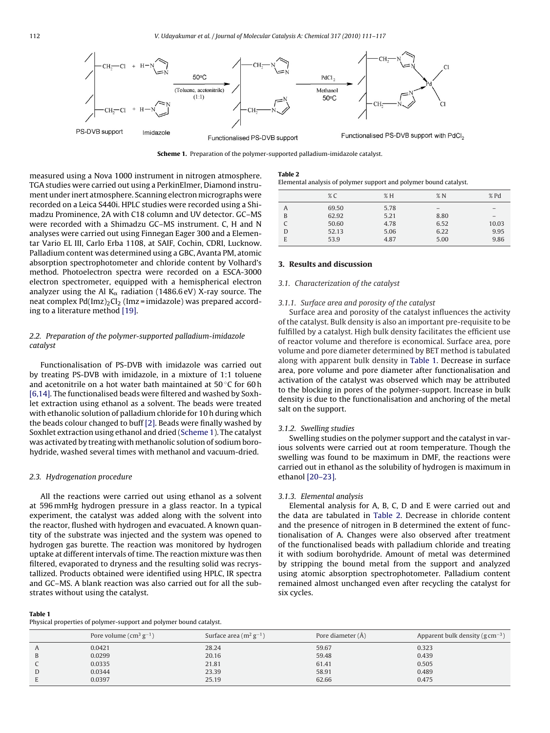**Scheme 1.** Preparation of the polymer-supported palladium-imidazole catalyst.

measured using a Nova 1000 instrument in nitrogen atmosphere. TGA studies were carried out using a PerkinElmer, Diamond instrument under inert atmosphere. Scanning electron micrographs were recorded on a Leica S440i. HPLC studies were recorded using a Shimadzu Prominence, 2A with C18 column and UV detector. GC–MS were recorded with a Shimadzu GC–MS instrument. C, H and N analyses were carried out using Finnegan Eager 300 and a Elementar Vario EL III, Carlo Erba 1108, at SAIF, Cochin, CDRI, Lucknow. Palladium content was determined using a GBC, Avanta PM, atomic absorption spectrophotometer and chloride content by Volhard's method. Photoelectron spectra were recorded on a ESCA-3000 electron spectrometer, equipped with a hemispherical electron analyzer using the Al $K_\alpha$ radiation (1486.6 eV) X-ray source. The neat complex $Pd(Imz)_2Cl_2$ (Imz = imidazole) was prepared according to a literature method [19].

### 2.2. Preparation of the polymer-supported palladium-imidazole catalyst

Functionalisation of PS-DVB with imidazole was carried out by treating PS-DVB with imidazole, in a mixture of 1:1 toluene and acetonitrile on a hot water bath maintained at 50 °C for 60 h [6,14]. The functionalised beads were filtered and washed by Soxhlet extraction using ethanol as a solvent. The beads were treated with ethanolic solution of palladium chloride for 10 h during which the beads colour changed to buff [2]. Beads were finally washed by Soxhlet extraction using ethanol and dried (Scheme 1). The catalyst was activated by treating with methanolic solution of sodium borohydride, washed several times with methanol and vacuum-dried.

### 2.3. Hydrogenation procedure

All the reactions were carried out using ethanol as a solvent at 596 mmHg hydrogen pressure in a glass reactor. In a typical experiment, the catalyst was added along with the solvent into the reactor, flushed with hydrogen and evacuated. A known quantity of the substrate was injected and the system was opened to hydrogen gas burette. The reaction was monitored by hydrogen uptake at different intervals of time. The reaction mixture was then filtered, evaporated to dryness and the resulting solid was recrystallized. Products obtained were identified using HPLC, IR spectra and GC–MS. A blank reaction was also carried out for all the substrates without using the catalyst.

**Table 1**
Physical properties of polymer-support and polymer bound catalyst.

| | Pore volume ($cm^3 g^{-1}$) | Surface area ($m^2 g^{-1}$) | Pore diameter (Å) | Apparent bulk density ($g cm^{-3}$) |
|---|---|---|---|---|
| A | 0.0421 | 28.24 | 59.67 | 0.323 |
| B | 0.0299 | 20.16 | 59.48 | 0.439 |
| C | 0.0335 | 21.81 | 61.41 | 0.505 |
| D | 0.0344 | 23.39 | 58.91 | 0.489 |
| E | 0.0397 | 25.19 | 62.66 | 0.475 |

**Table 2**
Elemental analysis of polymer support and polymer bound catalyst.

| | % C | % H | % N | % Pd |
|---|---|---|---|---|
| A | 69.50 | 5.78 | – | – |
| B | 62.92 | 5.21 | 8.80 | – |
| C | 50.60 | 4.78 | 6.52 | 10.03 |
| D | 52.13 | 5.06 | 6.22 | 9.95 |
| E | 53.9 | 4.87 | 5.00 | 9.86 |

## 3. Results and discussion

### 3.1. Characterization of the catalyst

#### 3.1.1. Surface area and porosity of the catalyst

Surface area and porosity of the catalyst influences the activity of the catalyst. Bulk density is also an important pre-requisite to be fulfilled by a catalyst. High bulk density facilitates the efficient use of reactor volume and therefore is economical. Surface area, pore volume and pore diameter determined by BET method is tabulated along with apparent bulk density in Table 1. Decrease in surface area, pore volume and pore diameter after functionalisation and activation of the catalyst was observed which may be attributed to the blocking in pores of the polymer-support. Increase in bulk density is due to the functionalisation and anchoring of the metal salt on the support.

#### 3.1.2. Swelling studies

Swelling studies on the polymer support and the catalyst in various solvents were carried out at room temperature. Though the swelling was found to be maximum in DMF, the reactions were carried out in ethanol as the solubility of hydrogen is maximum in ethanol [20–23].

#### 3.1.3. Elemental analysis

Elemental analysis for A, B, C, D and E were carried out and the data are tabulated in Table 2. Decrease in chloride content and the presence of nitrogen in B determined the extent of functionalisation of A. Changes were also observed after treatment of the functionalised beads with palladium chloride and treating it with sodium borohydride. Amount of metal was determined by stripping the bound metal from the support and analyzed using atomic absorption spectrophotometer. Palladium content remained almost unchanged even after recycling the catalyst for six cycles.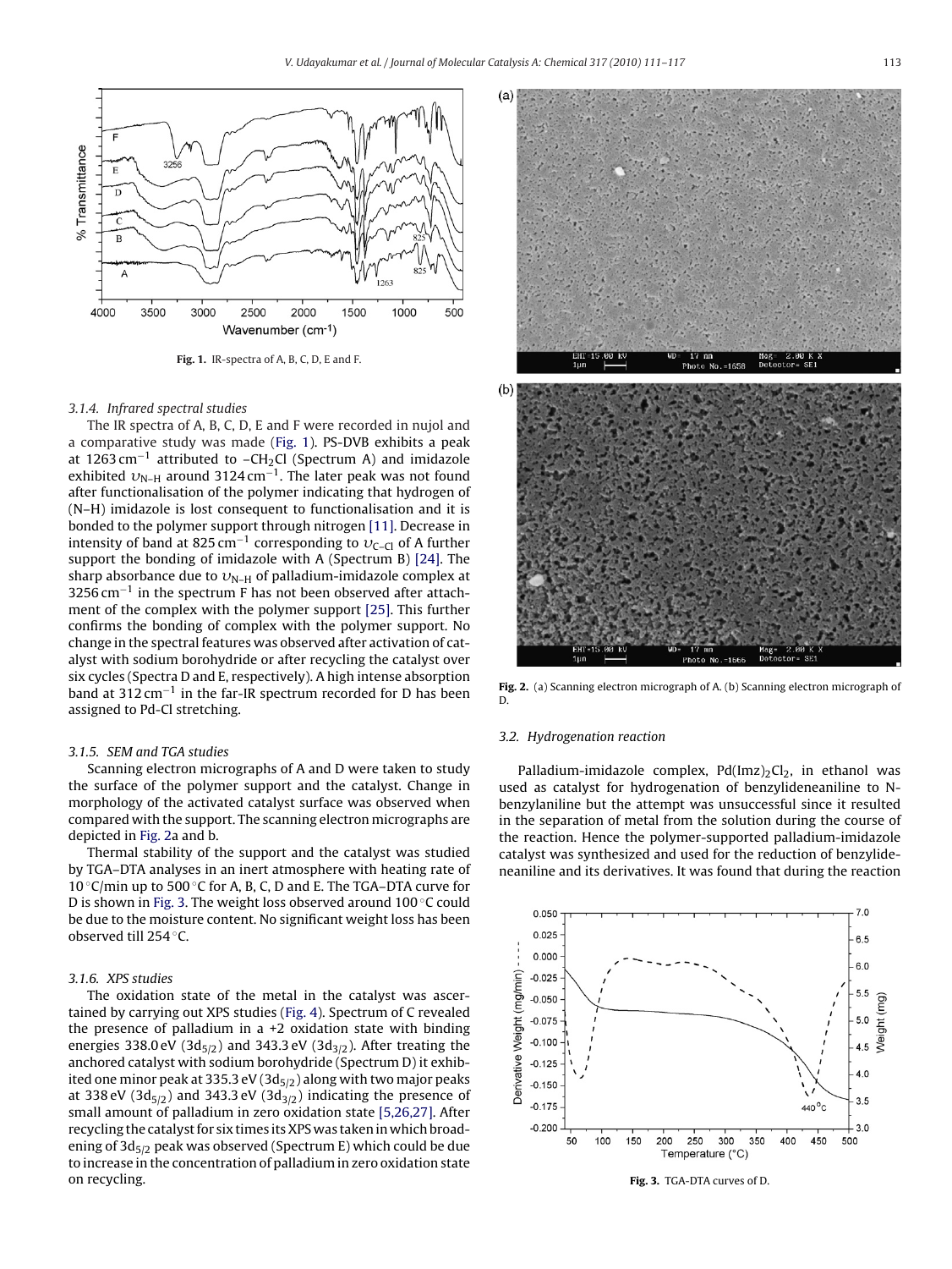Fig. 1. IR-spectra of A, B, C, D, E and F.

### 3.1.4. Infrared spectral studies

The IR spectra of A, B, C, D, E and F were recorded in nujol and a comparative study was made (Fig. 1). PS-DVB exhibits a peak at 1263 cm$^{-1}$ attributed to $-CH_2Cl$ (Spectrum A) and imidazole exhibited $\upsilon_{N-H}$ around 3124 cm$^{-1}$. The later peak was not found after functionalisation of the polymer indicating that hydrogen of (N–H) imidazole is lost consequent to functionalisation and it is bonded to the polymer support through nitrogen [11]. Decrease in intensity of band at 825 cm$^{-1}$ corresponding to $\upsilon_{C-Cl}$ of A further support the bonding of imidazole with A (Spectrum B) [24]. The sharp absorbance due to $\upsilon_{N-H}$ of palladium-imidazole complex at 3256 cm$^{-1}$ in the spectrum F has not been observed after attachment of the complex with the polymer support [25]. This further confirms the bonding of complex with the polymer support. No change in the spectral features was observed after activation of catalyst with sodium borohydride or after recycling the catalyst over six cycles (Spectra D and E, respectively). A high intense absorption band at 312 cm$^{-1}$ in the far-IR spectrum recorded for D has been assigned to Pd-Cl stretching.

### 3.1.5. SEM and TGA studies

Scanning electron micrographs of A and D were taken to study the surface of the polymer support and the catalyst. Change in morphology of the activated catalyst surface was observed when compared with the support. The scanning electron micrographs are depicted in Fig. 2a and b.

Thermal stability of the support and the catalyst was studied by TGA–DTA analyses in an inert atmosphere with heating rate of 10 °C/min up to 500 °C for A, B, C, D and E. The TGA–DTA curve for D is shown in Fig. 3. The weight loss observed around 100 °C could be due to the moisture content. No significant weight loss has been observed till 254 °C.

### 3.1.6. XPS studies

The oxidation state of the metal in the catalyst was ascertained by carrying out XPS studies (Fig. 4). Spectrum of C revealed the presence of palladium in a +2 oxidation state with binding energies 338.0 eV ($3d_{5/2}$) and 343.3 eV ($3d_{3/2}$). After treating the anchored catalyst with sodium borohydride (Spectrum D) it exhibited one minor peak at 335.3 eV ($3d_{5/2}$) along with two major peaks at 338 eV ($3d_{5/2}$) and 343.3 eV ($3d_{3/2}$) indicating the presence of small amount of palladium in zero oxidation state [5,26,27]. After recycling the catalyst for six times its XPS was taken in which broadening of $3d_{5/2}$ peak was observed (Spectrum E) which could be due to increase in the concentration of palladium in zero oxidation state on recycling.

Fig. 2. (a) Scanning electron micrograph of A. (b) Scanning electron micrograph of D.

## 3.2. Hydrogenation reaction

Palladium-imidazole complex, $Pd(Imz)_2Cl_2$, in ethanol was used as catalyst for hydrogenation of benzylideneaniline to N-benzylaniline but the attempt was unsuccessful since it resulted in the separation of metal from the solution during the course of the reaction. Hence the polymer-supported palladium-imidazole catalyst was synthesized and used for the reduction of benzylideneaniline and its derivatives. It was found that during the reaction

Fig. 3. TGA-DTA curves of D.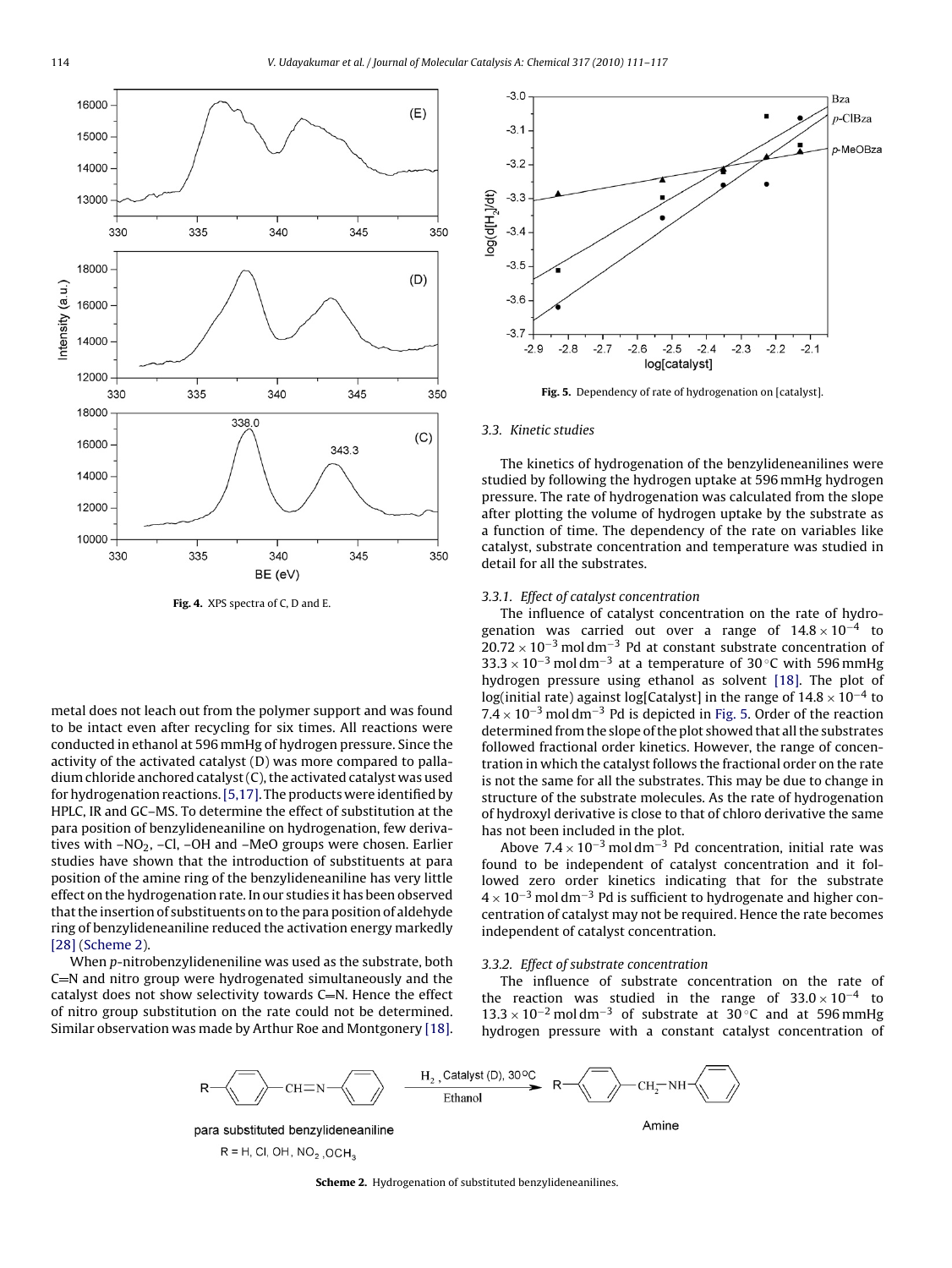Fig. 4. XPS spectra of C, D and E.

metal does not leach out from the polymer support and was found to be intact even after recycling for six times. All reactions were conducted in ethanol at 596 mmHg of hydrogen pressure. Since the activity of the activated catalyst (D) was more compared to palladium chloride anchored catalyst (C), the activated catalyst was used for hydrogenation reactions. [5,17]. The products were identified by HPLC, IR and GC–MS. To determine the effect of substitution at the para position of benzylideneaniline on hydrogenation, few derivatives with $-NO_2$, –Cl, –OH and –MeO groups were chosen. Earlier studies have shown that the introduction of substituents at para position of the amine ring of the benzylideneaniline has very little effect on the hydrogenation rate. In our studies it has been observed that the insertion of substituents on to the para position of aldehyde ring of benzylideneaniline reduced the activation energy markedly [28] (Scheme 2).

When *p*-nitrobenzylideneniline was used as the substrate, both C=N and nitro group were hydrogenated simultaneously and the catalyst does not show selectivity towards C=N. Hence the effect of nitro group substitution on the rate could not be determined. Similar observation was made by Arthur Roe and Montgonery [18].

Fig. 5. Dependency of rate of hydrogenation on [catalyst].

### 3.3. Kinetic studies

The kinetics of hydrogenation of the benzylideneanilines were studied by following the hydrogen uptake at 596 mmHg hydrogen pressure. The rate of hydrogenation was calculated from the slope after plotting the volume of hydrogen uptake by the substrate as a function of time. The dependency of the rate on variables like catalyst, substrate concentration and temperature was studied in detail for all the substrates.

#### 3.3.1. Effect of catalyst concentration

The influence of catalyst concentration on the rate of hydrogenation was carried out over a range of $14.8 \times 10^{-4}$ to $20.72 \times 10^{-3}$ mol dm$^{-3}$ Pd at constant substrate concentration of $33.3 \times 10^{-3}$ mol dm$^{-3}$ at a temperature of 30 °C with 596 mmHg hydrogen pressure using ethanol as solvent [18]. The plot of log(initial rate) against log[Catalyst] in the range of $14.8 \times 10^{-4}$ to $7.4 \times 10^{-3}$ mol dm$^{-3}$ Pd is depicted in Fig. 5. Order of the reaction determined from the slope of the plot showed that all the substrates followed fractional order kinetics. However, the range of concentration in which the catalyst follows the fractional order on the rate is not the same for all the substrates. This may be due to change in structure of the substrate molecules. As the rate of hydrogenation of hydroxyl derivative is close to that of chloro derivative the same has not been included in the plot.

Above $7.4 \times 10^{-3}$ mol dm$^{-3}$ Pd concentration, initial rate was found to be independent of catalyst concentration and it followed zero order kinetics indicating that for the substrate $4 \times 10^{-3}$ mol dm$^{-3}$ Pd is sufficient to hydrogenate and higher concentration of catalyst may not be required. Hence the rate becomes independent of catalyst concentration.

#### 3.3.2. Effect of substrate concentration

The influence of substrate concentration on the rate of the reaction was studied in the range of $33.0 \times 10^{-4}$ to $13.3 \times 10^{-2}$ mol dm$^{-3}$ of substrate at 30 °C and at 596 mmHg hydrogen pressure with a constant catalyst concentration of

R = H, Cl, OH, $NO_2$, $OCH_3$

Scheme 2. Hydrogenation of substituted benzylideneanilines.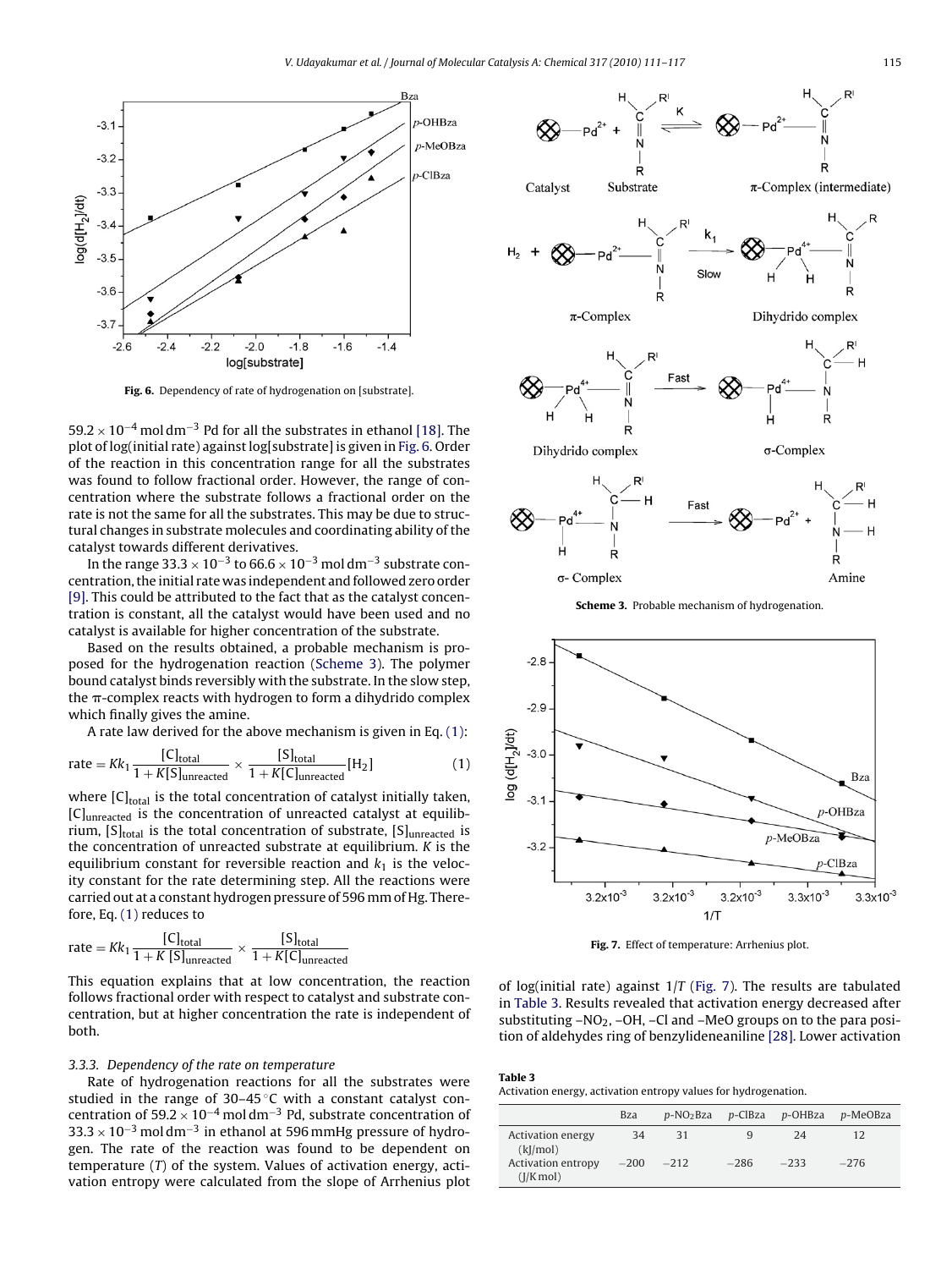Fig. 6. Dependency of rate of hydrogenation on [substrate].

$59.2 \times 10^{-4}$ mol dm$^{-3}$ Pd for all the substrates in ethanol [18]. The plot of log(initial rate) against log[substrate] is given in Fig. 6. Order of the reaction in this concentration range for all the substrates was found to follow fractional order. However, the range of concentration where the substrate follows a fractional order on the rate is not the same for all the substrates. This may be due to structural changes in substrate molecules and coordinating ability of the catalyst towards different derivatives.

In the range $33.3 \times 10^{-3}$ to $66.6 \times 10^{-3}$ mol dm$^{-3}$ substrate concentration, the initial rate was independent and followed zero order [9]. This could be attributed to the fact that as the catalyst concentration is constant, all the catalyst would have been used and no catalyst is available for higher concentration of the substrate.

Based on the results obtained, a probable mechanism is proposed for the hydrogenation reaction (Scheme 3). The polymer bound catalyst binds reversibly with the substrate. In the slow step, the π-complex reacts with hydrogen to form a dihydrido complex which finally gives the amine.

A rate law derived for the above mechanism is given in Eq. (1):

$$\text{rate} = Kk_1 \frac{[\text{C}]_{\text{total}}}{1 + K[\text{S}]_{\text{unreacted}}} \times \frac{[\text{S}]_{\text{total}}}{1 + K[\text{C}]_{\text{unreacted}}}[\text{H}_2] \quad (1)$$

where $[\text{C}]_{\text{total}}$ is the total concentration of catalyst initially taken, $[\text{C}]_{\text{unreacted}}$ is the concentration of unreacted catalyst at equilibrium, $[\text{S}]_{\text{total}}$ is the total concentration of substrate, $[\text{S}]_{\text{unreacted}}$ is the concentration of unreacted substrate at equilibrium. $K$ is the equilibrium constant for reversible reaction and $k_1$ is the velocity constant for the rate determining step. All the reactions were carried out at a constant hydrogen pressure of 596 mm of Hg. Therefore, Eq. (1) reduces to

$$\text{rate} = Kk_1 \frac{[\text{C}]_{\text{total}}}{1 + K\,[\text{S}]_{\text{unreacted}}} \times \frac{[\text{S}]_{\text{total}}}{1 + K[\text{C}]_{\text{unreacted}}}$$

This equation explains that at low concentration, the reaction follows fractional order with respect to catalyst and substrate concentration, but at higher concentration the rate is independent of both.

### 3.3.3. Dependency of the rate on temperature

Rate of hydrogenation reactions for all the substrates were studied in the range of 30–45 °C with a constant catalyst concentration of $59.2 \times 10^{-4}$ mol dm$^{-3}$ Pd, substrate concentration of $33.3 \times 10^{-3}$ mol dm$^{-3}$ in ethanol at 596 mmHg pressure of hydrogen. The rate of the reaction was found to be dependent on temperature ($T$) of the system. Values of activation energy, activation entropy were calculated from the slope of Arrhenius plot of log(initial rate) against $1/T$ (Fig. 7). The results are tabulated in Table 3. Results revealed that activation energy decreased after substituting $-NO_2$, –OH, –Cl and –MeO groups on to the para position of aldehydes ring of benzylideneaniline [28]. Lower activation

Scheme 3. Probable mechanism of hydrogenation.

Fig. 7. Effect of temperature: Arrhenius plot.

**Table 3**
Activation energy, activation entropy values for hydrogenation.

| | Bza | $p$-$NO_2$Bza | $p$-ClBza | $p$-OHBza | $p$-MeOBza |
|---|---|---|---|---|---|
| Activation energy (kJ/mol) | 34 | 31 | 9 | 24 | 12 |
| Activation entropy (J/K mol) | −200 | −212 | −286 | −233 | −276 |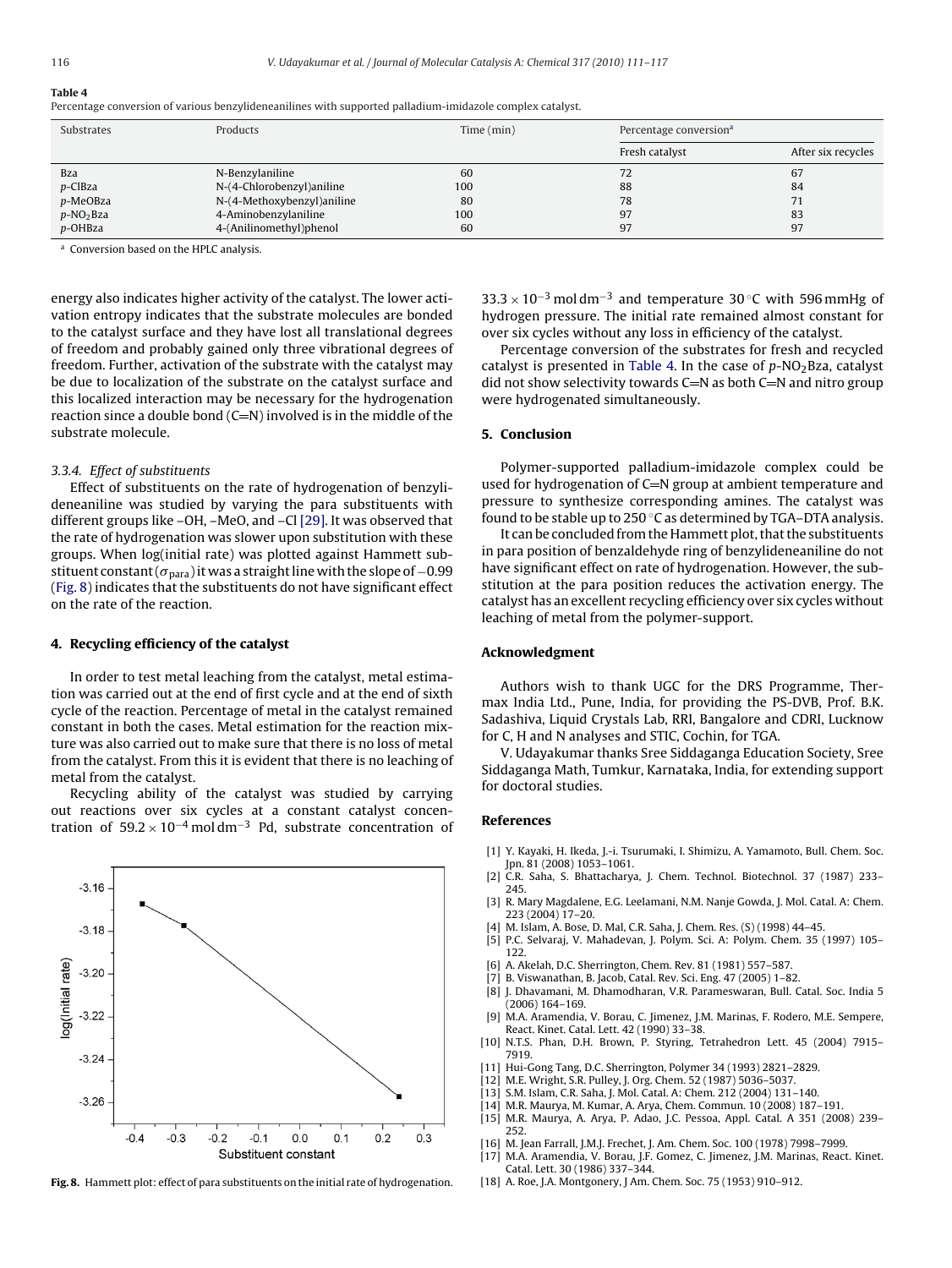**Table 4**
Percentage conversion of various benzylideneanilines with supported palladium-imidazole complex catalyst.

| Substrates | Products | Time (min) | Percentage conversion[a] | |
|---|---|---|---|---|
| | | | Fresh catalyst | After six recycles |
| Bza | N-Benzylaniline | 60 | 72 | 67 |
| *p*-ClBza | N-(4-Chlorobenzyl)aniline | 100 | 88 | 84 |
| *p*-MeOBza | N-(4-Methoxybenzyl)aniline | 80 | 78 | 71 |
| *p*-$NO_2$Bza | 4-Aminobenzylaniline | 100 | 97 | 83 |
| *p*-OHBza | 4-(Anilinomethyl)phenol | 60 | 97 | 97 |

[a] Conversion based on the HPLC analysis.

energy also indicates higher activity of the catalyst. The lower activation entropy indicates that the substrate molecules are bonded to the catalyst surface and they have lost all translational degrees of freedom and probably gained only three vibrational degrees of freedom. Further, activation of the substrate with the catalyst may be due to localization of the substrate on the catalyst surface and this localized interaction may be necessary for the hydrogenation reaction since a double bond (C=N) involved is in the middle of the substrate molecule.

*3.3.4. Effect of substituents*

Effect of substituents on the rate of hydrogenation of benzylideneaniline was studied by varying the para substituents with different groups like –OH, –MeO, and –Cl [29]. It was observed that the rate of hydrogenation was slower upon substitution with these groups. When log(initial rate) was plotted against Hammett substituent constant ($\sigma_{para}$) it was a straight line with the slope of −0.99 (Fig. 8) indicates that the substituents do not have significant effect on the rate of the reaction.

## 4. Recycling efficiency of the catalyst

In order to test metal leaching from the catalyst, metal estimation was carried out at the end of first cycle and at the end of sixth cycle of the reaction. Percentage of metal in the catalyst remained constant in both the cases. Metal estimation for the reaction mixture was also carried out to make sure that there is no loss of metal from the catalyst. From this it is evident that there is no leaching of metal from the catalyst.

Recycling ability of the catalyst was studied by carrying out reactions over six cycles at a constant catalyst concentration of $59.2 \times 10^{-4}$ mol dm$^{-3}$ Pd, substrate concentration of $33.3 \times 10^{-3}$ mol dm$^{-3}$ and temperature 30 °C with 596 mmHg of hydrogen pressure. The initial rate remained almost constant for over six cycles without any loss in efficiency of the catalyst.

Percentage conversion of the substrates for fresh and recycled catalyst is presented in Table 4. In the case of *p*-$NO_2$Bza, catalyst did not show selectivity towards C=N as both C=N and nitro group were hydrogenated simultaneously.

Fig. 8. Hammett plot: effect of para substituents on the initial rate of hydrogenation.

## 5. Conclusion

Polymer-supported palladium-imidazole complex could be used for hydrogenation of C=N group at ambient temperature and pressure to synthesize corresponding amines. The catalyst was found to be stable up to 250 °C as determined by TGA–DTA analysis.

It can be concluded from the Hammett plot, that the substituents in para position of benzaldehyde ring of benzylideneaniline do not have significant effect on rate of hydrogenation. However, the substitution at the para position reduces the activation energy. The catalyst has an excellent recycling efficiency over six cycles without leaching of metal from the polymer-support.

## Acknowledgment

Authors wish to thank UGC for the DRS Programme, Thermax India Ltd., Pune, India, for providing the PS-DVB, Prof. B.K. Sadashiva, Liquid Crystals Lab, RRI, Bangalore and CDRI, Lucknow for C, H and N analyses and STIC, Cochin, for TGA.

V. Udayakumar thanks Sree Siddaganga Education Society, Sree Siddaganga Math, Tumkur, Karnataka, India, for extending support for doctoral studies.

## References

[1] Y. Kayaki, H. Ikeda, J.-i. Tsurumaki, I. Shimizu, A. Yamamoto, Bull. Chem. Soc. Jpn. 81 (2008) 1053–1061.
[2] C.R. Saha, S. Bhattacharya, J. Chem. Technol. Biotechnol. 37 (1987) 233–245.
[3] R. Mary Magdalene, E.G. Leelamani, N.M. Nanje Gowda, J. Mol. Catal. A: Chem. 223 (2004) 17–20.
[4] M. Islam, A. Bose, D. Mal, C.R. Saha, J. Chem. Res. (S) (1998) 44–45.
[5] P.C. Selvaraj, V. Mahadevan, J. Polym. Sci. A: Polym. Chem. 35 (1997) 105–122.
[6] A. Akelah, D.C. Sherrington, Chem. Rev. 81 (1981) 557–587.
[7] B. Viswanathan, B. Jacob, Catal. Rev. Sci. Eng. 47 (2005) 1–82.
[8] J. Dhavamani, M. Dhamodharan, V.R. Parameswaran, Bull. Catal. Soc. India 5 (2006) 164–169.
[9] M.A. Aramendia, V. Borau, C. Jimenez, J.M. Marinas, F. Rodero, M.E. Sempere, React. Kinet. Catal. Lett. 42 (1990) 33–38.
[10] N.T.S. Phan, D.H. Brown, P. Styring, Tetrahedron Lett. 45 (2004) 7915–7919.
[11] Hui-Gong Tang, D.C. Sherrington, Polymer 34 (1993) 2821–2829.
[12] M.E. Wright, S.R. Pulley, J. Org. Chem. 52 (1987) 5036–5037.
[13] S.M. Islam, C.R. Saha, J. Mol. Catal. A: Chem. 212 (2004) 131–140.
[14] M.R. Maurya, M. Kumar, A. Arya, Chem. Commun. 10 (2008) 187–191.
[15] M.R. Maurya, A. Arya, P. Adao, J.C. Pessoa, Appl. Catal. A 351 (2008) 239–252.
[16] M. Jean Farrall, J.M.J. Frechet, J. Am. Chem. Soc. 100 (1978) 7998–7999.
[17] M.A. Aramendia, V. Borau, J.F. Gomez, C. Jimenez, J.M. Marinas, React. Kinet. Catal. Lett. 30 (1986) 337–344.
[18] A. Roe, J.A. Montgonery, J Am. Chem. Soc. 75 (1953) 910–912.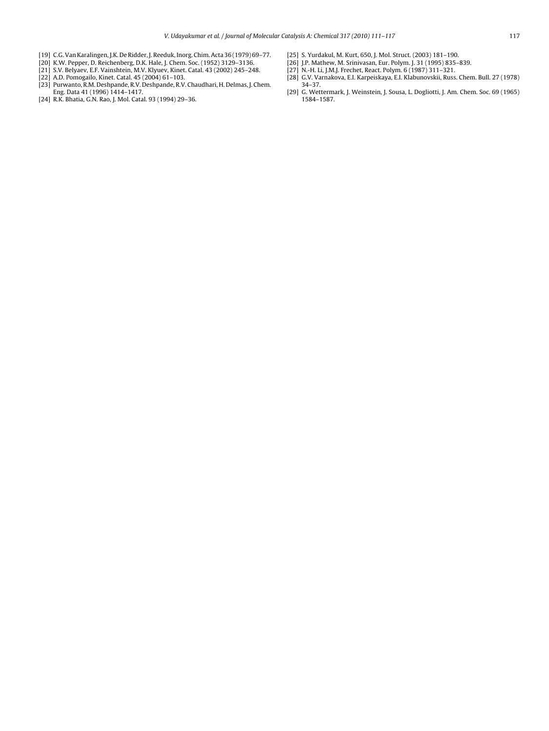[19] C.G. Van Karalingen, J.K. De Ridder, J. Reeduk, Inorg. Chim. Acta 36 (1979) 69–77.
[20] K.W. Pepper, D. Reichenberg, D.K. Hale, J. Chem. Soc. (1952) 3129–3136.
[21] S.V. Belyaev, E.F. Vainshtein, M.V. Klyuev, Kinet. Catal. 43 (2002) 245–248.
[22] A.D. Pomogailo, Kinet. Catal. 45 (2004) 61–103.
[23] Purwanto, R.M. Deshpande, R.V. Deshpande, R.V. Chaudhari, H. Delmas, J. Chem. Eng. Data 41 (1996) 1414–1417.
[24] R.K. Bhatia, G.N. Rao, J. Mol. Catal. 93 (1994) 29–36.
[25] S. Yurdakul, M. Kurt, 650, J. Mol. Struct. (2003) 181–190.
[26] J.P. Mathew, M. Srinivasan, Eur. Polym. J. 31 (1995) 835–839.
[27] N.-H. Li, J.M.J. Frechet, React. Polym. 6 (1987) 311–321.
[28] G.V. Varnakova, E.I. Karpeiskaya, E.I. Klabunovskii, Russ. Chem. Bull. 27 (1978) 34–37.
[29] G. Wettermark, J. Weinstein, J. Sousa, L. Dogliotti, J. Am. Chem. Soc. 69 (1965) 1584–1587.